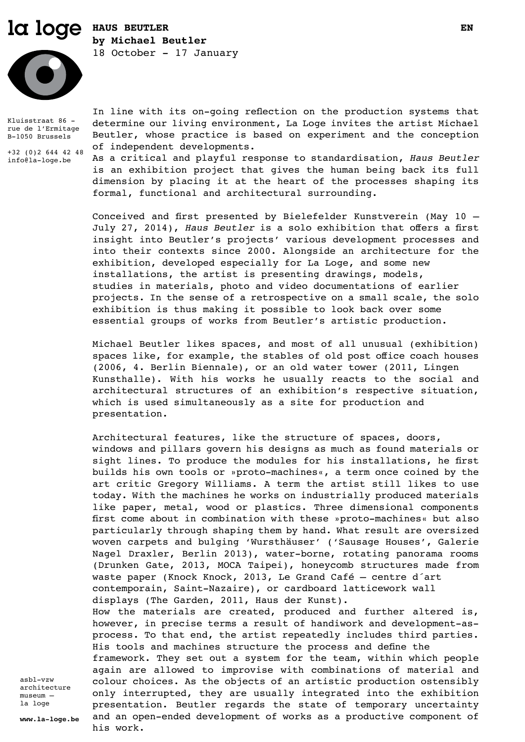la loge

# HAUS BEUTLER
**by Michael Beutler**
18 October - 17 January

EN

Kluisstraat 86 -
rue de l'Ermitage
B-1050 Brussels

+32 (0)2 644 42 48
info@la-loge.be

In line with its on-going reflection on the production systems that determine our living environment, La Loge invites the artist Michael Beutler, whose practice is based on experiment and the conception of independent developments.
As a critical and playful response to standardisation, *Haus Beutler* is an exhibition project that gives the human being back its full dimension by placing it at the heart of the processes shaping its formal, functional and architectural surrounding.

Conceived and first presented by Bielefelder Kunstverein (May 10 – July 27, 2014), *Haus Beutler* is a solo exhibition that offers a first insight into Beutler's projects' various development processes and into their contexts since 2000. Alongside an architecture for the exhibition, developed especially for La Loge, and some new installations, the artist is presenting drawings, models, studies in materials, photo and video documentations of earlier projects. In the sense of a retrospective on a small scale, the solo exhibition is thus making it possible to look back over some essential groups of works from Beutler's artistic production.

Michael Beutler likes spaces, and most of all unusual (exhibition) spaces like, for example, the stables of old post office coach houses (2006, 4. Berlin Biennale), or an old water tower (2011, Lingen Kunsthalle). With his works he usually reacts to the social and architectural structures of an exhibition's respective situation, which is used simultaneously as a site for production and presentation.

Architectural features, like the structure of spaces, doors, windows and pillars govern his designs as much as found materials or sight lines. To produce the modules for his installations, he first builds his own tools or »proto-machines«, a term once coined by the art critic Gregory Williams. A term the artist still likes to use today. With the machines he works on industrially produced materials like paper, metal, wood or plastics. Three dimensional components first come about in combination with these »proto-machines« but also particularly through shaping them by hand. What result are oversized woven carpets and bulging 'Wursthäuser' ('Sausage Houses', Galerie Nagel Draxler, Berlin 2013), water-borne, rotating panorama rooms (Drunken Gate, 2013, MOCA Taipei), honeycomb structures made from waste paper (Knock Knock, 2013, Le Grand Café – centre d´art contemporain, Saint-Nazaire), or cardboard latticework wall displays (The Garden, 2011, Haus der Kunst).
How the materials are created, produced and further altered is, however, in precise terms a result of handiwork and development-as-process. To that end, the artist repeatedly includes third parties. His tools and machines structure the process and define the framework. They set out a system for the team, within which people again are allowed to improvise with combinations of material and colour choices. As the objects of an artistic production ostensibly only interrupted, they are usually integrated into the exhibition presentation. Beutler regards the state of temporary uncertainty and an open-ended development of works as a productive component of his work.

asbl-vzw
architecture
museum –
la loge

**www.la-loge.be**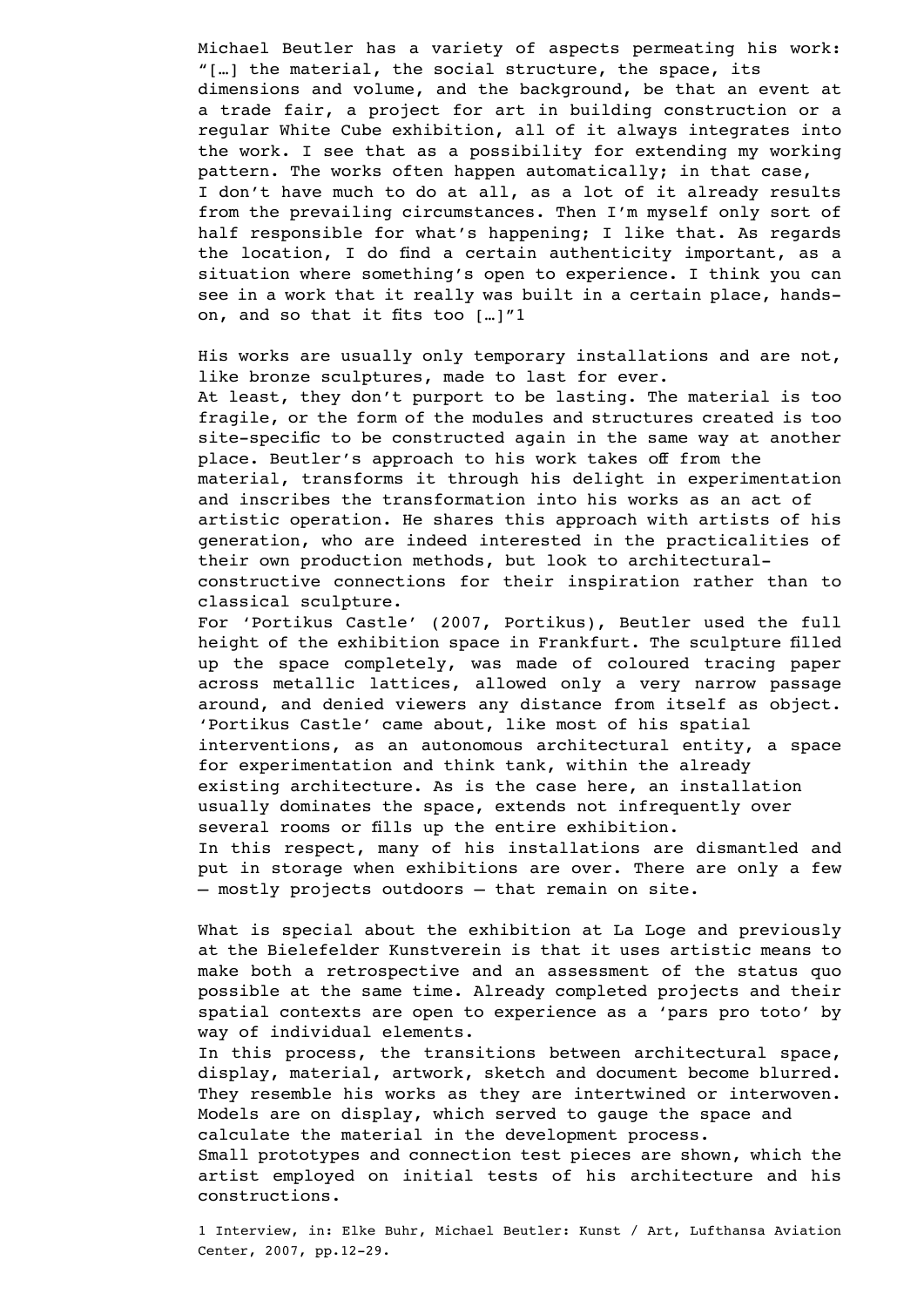Michael Beutler has a variety of aspects permeating his work: "[…] the material, the social structure, the space, its dimensions and volume, and the background, be that an event at a trade fair, a project for art in building construction or a regular White Cube exhibition, all of it always integrates into the work. I see that as a possibility for extending my working pattern. The works often happen automatically; in that case, I don't have much to do at all, as a lot of it already results from the prevailing circumstances. Then I'm myself only sort of half responsible for what's happening; I like that. As regards the location, I do find a certain authenticity important, as a situation where something's open to experience. I think you can see in a work that it really was built in a certain place, hands-on, and so that it fits too […]"1

His works are usually only temporary installations and are not, like bronze sculptures, made to last for ever.
At least, they don't purport to be lasting. The material is too fragile, or the form of the modules and structures created is too site-specific to be constructed again in the same way at another place. Beutler's approach to his work takes off from the material, transforms it through his delight in experimentation and inscribes the transformation into his works as an act of artistic operation. He shares this approach with artists of his generation, who are indeed interested in the practicalities of their own production methods, but look to architectural-constructive connections for their inspiration rather than to classical sculpture.
For 'Portikus Castle' (2007, Portikus), Beutler used the full height of the exhibition space in Frankfurt. The sculpture filled up the space completely, was made of coloured tracing paper across metallic lattices, allowed only a very narrow passage around, and denied viewers any distance from itself as object. 'Portikus Castle' came about, like most of his spatial interventions, as an autonomous architectural entity, a space for experimentation and think tank, within the already existing architecture. As is the case here, an installation usually dominates the space, extends not infrequently over several rooms or fills up the entire exhibition.
In this respect, many of his installations are dismantled and put in storage when exhibitions are over. There are only a few – mostly projects outdoors – that remain on site.

What is special about the exhibition at La Loge and previously at the Bielefelder Kunstverein is that it uses artistic means to make both a retrospective and an assessment of the status quo possible at the same time. Already completed projects and their spatial contexts are open to experience as a 'pars pro toto' by way of individual elements.
In this process, the transitions between architectural space, display, material, artwork, sketch and document become blurred. They resemble his works as they are intertwined or interwoven. Models are on display, which served to gauge the space and calculate the material in the development process.
Small prototypes and connection test pieces are shown, which the artist employed on initial tests of his architecture and his constructions.

1 Interview, in: Elke Buhr, Michael Beutler: Kunst / Art, Lufthansa Aviation Center, 2007, pp.12-29.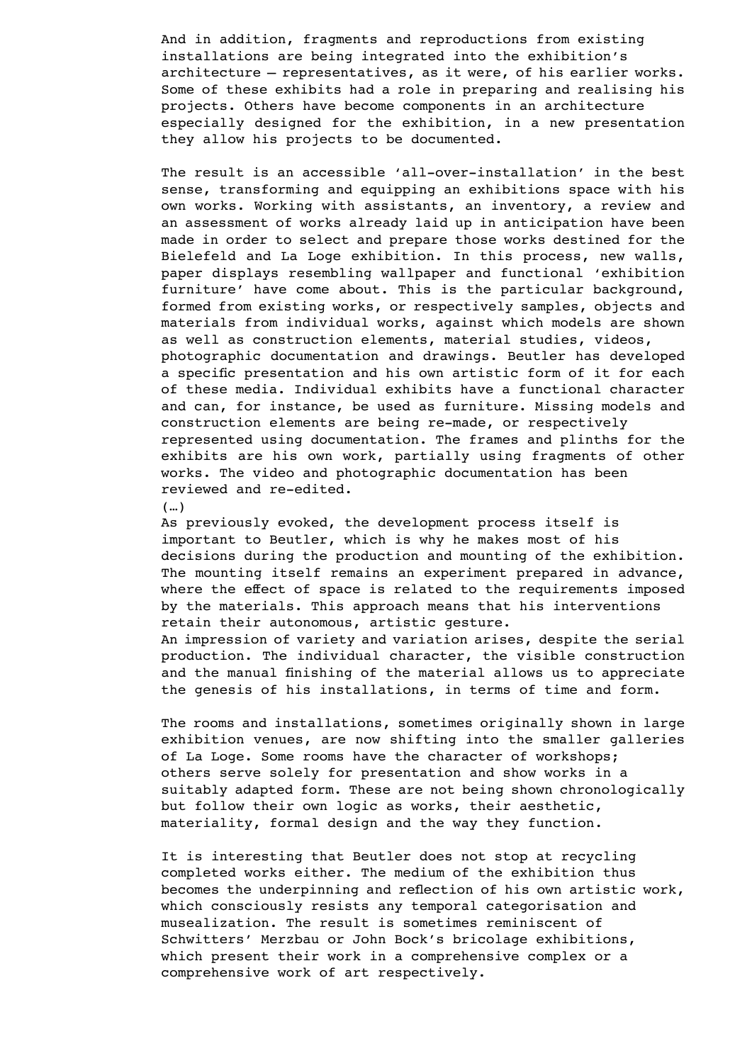And in addition, fragments and reproductions from existing installations are being integrated into the exhibition's architecture – representatives, as it were, of his earlier works. Some of these exhibits had a role in preparing and realising his projects. Others have become components in an architecture especially designed for the exhibition, in a new presentation they allow his projects to be documented.

The result is an accessible 'all-over-installation' in the best sense, transforming and equipping an exhibitions space with his own works. Working with assistants, an inventory, a review and an assessment of works already laid up in anticipation have been made in order to select and prepare those works destined for the Bielefeld and La Loge exhibition. In this process, new walls, paper displays resembling wallpaper and functional 'exhibition furniture' have come about. This is the particular background, formed from existing works, or respectively samples, objects and materials from individual works, against which models are shown as well as construction elements, material studies, videos, photographic documentation and drawings. Beutler has developed a specific presentation and his own artistic form of it for each of these media. Individual exhibits have a functional character and can, for instance, be used as furniture. Missing models and construction elements are being re-made, or respectively represented using documentation. The frames and plinths for the exhibits are his own work, partially using fragments of other works. The video and photographic documentation has been reviewed and re-edited.
(…)
As previously evoked, the development process itself is important to Beutler, which is why he makes most of his decisions during the production and mounting of the exhibition. The mounting itself remains an experiment prepared in advance, where the effect of space is related to the requirements imposed by the materials. This approach means that his interventions retain their autonomous, artistic gesture.
An impression of variety and variation arises, despite the serial production. The individual character, the visible construction and the manual finishing of the material allows us to appreciate the genesis of his installations, in terms of time and form.

The rooms and installations, sometimes originally shown in large exhibition venues, are now shifting into the smaller galleries of La Loge. Some rooms have the character of workshops; others serve solely for presentation and show works in a suitably adapted form. These are not being shown chronologically but follow their own logic as works, their aesthetic, materiality, formal design and the way they function.

It is interesting that Beutler does not stop at recycling completed works either. The medium of the exhibition thus becomes the underpinning and reflection of his own artistic work, which consciously resists any temporal categorisation and musealization. The result is sometimes reminiscent of Schwitters' Merzbau or John Bock's bricolage exhibitions, which present their work in a comprehensive complex or a comprehensive work of art respectively.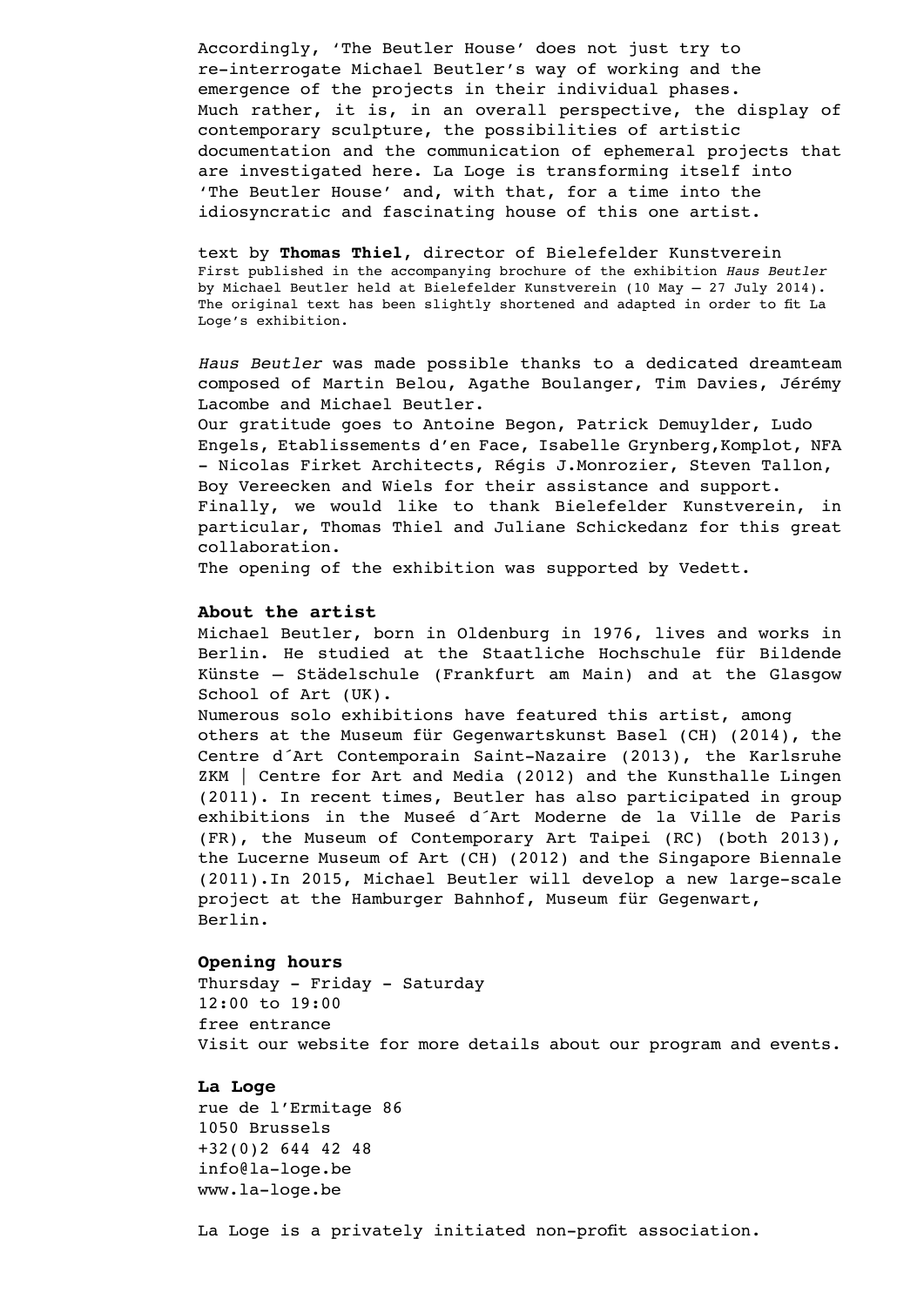Accordingly, 'The Beutler House' does not just try to re-interrogate Michael Beutler's way of working and the emergence of the projects in their individual phases. Much rather, it is, in an overall perspective, the display of contemporary sculpture, the possibilities of artistic documentation and the communication of ephemeral projects that are investigated here. La Loge is transforming itself into 'The Beutler House' and, with that, for a time into the idiosyncratic and fascinating house of this one artist.

text by **Thomas Thiel**, director of Bielefelder Kunstverein
First published in the accompanying brochure of the exhibition *Haus Beutler* by Michael Beutler held at Bielefelder Kunstverein (10 May – 27 July 2014). The original text has been slightly shortened and adapted in order to fit La Loge's exhibition.

*Haus Beutler* was made possible thanks to a dedicated dreamteam composed of Martin Belou, Agathe Boulanger, Tim Davies, Jérémy Lacombe and Michael Beutler.
Our gratitude goes to Antoine Begon, Patrick Demuylder, Ludo Engels, Etablissements d'en Face, Isabelle Grynberg,Komplot, NFA - Nicolas Firket Architects, Régis J.Monrozier, Steven Tallon, Boy Vereecken and Wiels for their assistance and support.
Finally, we would like to thank Bielefelder Kunstverein, in particular, Thomas Thiel and Juliane Schickedanz for this great collaboration.
The opening of the exhibition was supported by Vedett.

**About the artist**
Michael Beutler, born in Oldenburg in 1976, lives and works in Berlin. He studied at the Staatliche Hochschule für Bildende Künste – Städelschule (Frankfurt am Main) and at the Glasgow School of Art (UK).
Numerous solo exhibitions have featured this artist, among others at the Museum für Gegenwartskunst Basel (CH) (2014), the Centre d´Art Contemporain Saint-Nazaire (2013), the Karlsruhe ZKM | Centre for Art and Media (2012) and the Kunsthalle Lingen (2011). In recent times, Beutler has also participated in group exhibitions in the Museé d´Art Moderne de la Ville de Paris (FR), the Museum of Contemporary Art Taipei (RC) (both 2013), the Lucerne Museum of Art (CH) (2012) and the Singapore Biennale (2011).In 2015, Michael Beutler will develop a new large-scale project at the Hamburger Bahnhof, Museum für Gegenwart, Berlin.

**Opening hours**
Thursday - Friday - Saturday
12:00 to 19:00
free entrance
Visit our website for more details about our program and events.

**La Loge**
rue de l'Ermitage 86
1050 Brussels
+32(0)2 644 42 48
info@la-loge.be
www.la-loge.be

La Loge is a privately initiated non-profit association.